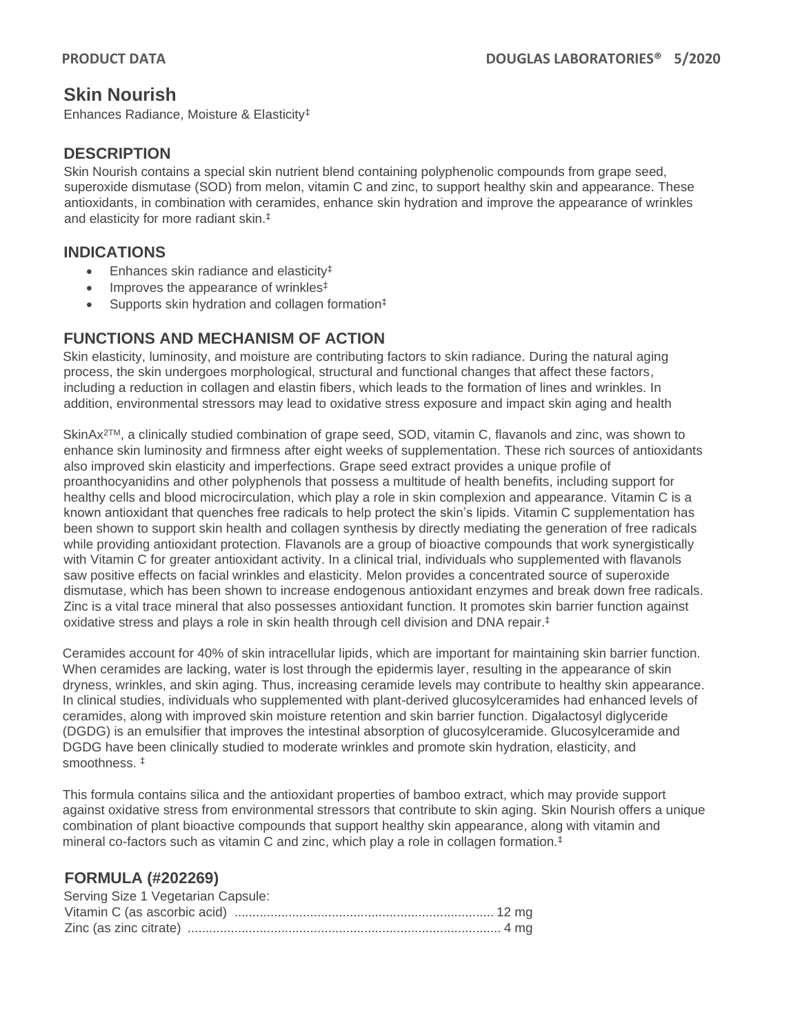# Skin Nourish

Enhances Radiance, Moisture & Elasticity‡

## DESCRIPTION

Skin Nourish contains a special skin nutrient blend containing polyphenolic compounds from grape seed, superoxide dismutase (SOD) from melon, vitamin C and zinc, to support healthy skin and appearance. These antioxidants, in combination with ceramides, enhance skin hydration and improve the appearance of wrinkles and elasticity for more radiant skin.‡

## INDICATIONS

- Enhances skin radiance and elasticity‡
- Improves the appearance of wrinkles‡
- Supports skin hydration and collagen formation‡

## FUNCTIONS AND MECHANISM OF ACTION

Skin elasticity, luminosity, and moisture are contributing factors to skin radiance. During the natural aging process, the skin undergoes morphological, structural and functional changes that affect these factors, including a reduction in collagen and elastin fibers, which leads to the formation of lines and wrinkles. In addition, environmental stressors may lead to oxidative stress exposure and impact skin aging and health

SkinAx2™, a clinically studied combination of grape seed, SOD, vitamin C, flavanols and zinc, was shown to enhance skin luminosity and firmness after eight weeks of supplementation. These rich sources of antioxidants also improved skin elasticity and imperfections. Grape seed extract provides a unique profile of proanthocyanidins and other polyphenols that possess a multitude of health benefits, including support for healthy cells and blood microcirculation, which play a role in skin complexion and appearance. Vitamin C is a known antioxidant that quenches free radicals to help protect the skin's lipids. Vitamin C supplementation has been shown to support skin health and collagen synthesis by directly mediating the generation of free radicals while providing antioxidant protection. Flavanols are a group of bioactive compounds that work synergistically with Vitamin C for greater antioxidant activity. In a clinical trial, individuals who supplemented with flavanols saw positive effects on facial wrinkles and elasticity. Melon provides a concentrated source of superoxide dismutase, which has been shown to increase endogenous antioxidant enzymes and break down free radicals. Zinc is a vital trace mineral that also possesses antioxidant function. It promotes skin barrier function against oxidative stress and plays a role in skin health through cell division and DNA repair.‡

Ceramides account for 40% of skin intracellular lipids, which are important for maintaining skin barrier function. When ceramides are lacking, water is lost through the epidermis layer, resulting in the appearance of skin dryness, wrinkles, and skin aging. Thus, increasing ceramide levels may contribute to healthy skin appearance. In clinical studies, individuals who supplemented with plant-derived glucosylceramides had enhanced levels of ceramides, along with improved skin moisture retention and skin barrier function. Digalactosyl diglyceride (DGDG) is an emulsifier that improves the intestinal absorption of glucosylceramide. Glucosylceramide and DGDG have been clinically studied to moderate wrinkles and promote skin hydration, elasticity, and smoothness. ‡

This formula contains silica and the antioxidant properties of bamboo extract, which may provide support against oxidative stress from environmental stressors that contribute to skin aging. Skin Nourish offers a unique combination of plant bioactive compounds that support healthy skin appearance, along with vitamin and mineral co-factors such as vitamin C and zinc, which play a role in collagen formation.‡

## FORMULA (#202269)

Serving Size 1 Vegetarian Capsule:

| | |
|---|---|
| Vitamin C (as ascorbic acid) | 12 mg |
| Zinc (as zinc citrate) | 4 mg |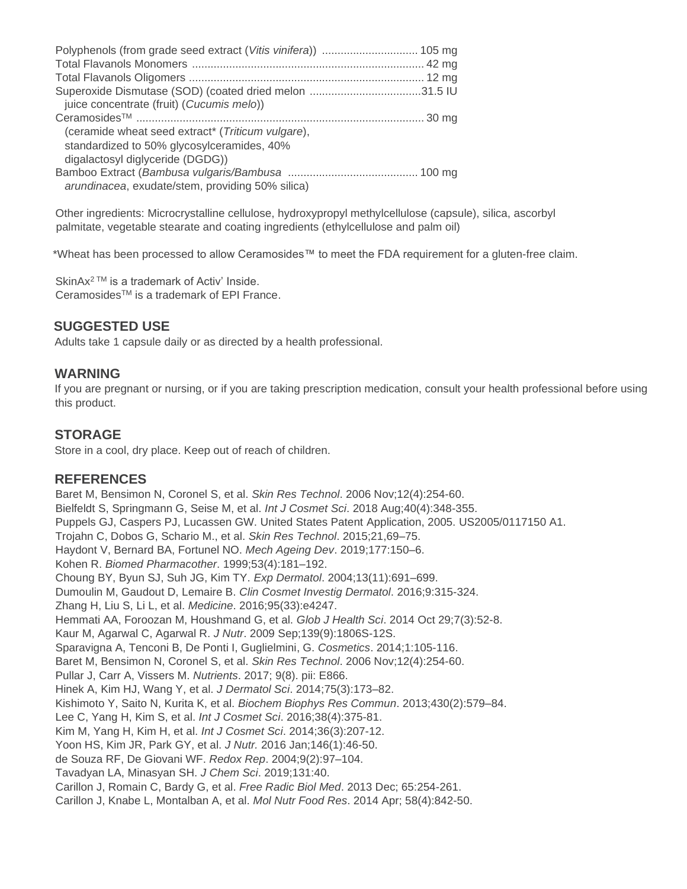| Ingredient | Amount |
|---|---|
| Polyphenols (from grade seed extract (*Vitis vinifera*)) | 105 mg |
| Total Flavanols Monomers | 42 mg |
| Total Flavanols Oligomers | 12 mg |
| Superoxide Dismutase (SOD) (coated dried melon juice concentrate (fruit) (*Cucumis melo*)) | 31.5 IU |
| Ceramosides™ (ceramide wheat seed extract* (*Triticum vulgare*), standardized to 50% glycosylceramides, 40% digalactosyl diglyceride (DGDG)) | 30 mg |
| Bamboo Extract (*Bambusa vulgaris/Bambusa arundinacea*, exudate/stem, providing 50% silica) | 100 mg |

Other ingredients: Microcrystalline cellulose, hydroxypropyl methylcellulose (capsule), silica, ascorbyl palmitate, vegetable stearate and coating ingredients (ethylcellulose and palm oil)

*Wheat has been processed to allow Ceramosides™ to meet the FDA requirement for a gluten-free claim.

SkinAx² ™ is a trademark of Activ' Inside.
Ceramosides™ is a trademark of EPI France.

## SUGGESTED USE

Adults take 1 capsule daily or as directed by a health professional.

## WARNING

If you are pregnant or nursing, or if you are taking prescription medication, consult your health professional before using this product.

## STORAGE

Store in a cool, dry place. Keep out of reach of children.

## REFERENCES

Baret M, Bensimon N, Coronel S, et al. *Skin Res Technol*. 2006 Nov;12(4):254-60.
Bielfeldt S, Springmann G, Seise M, et al. *Int J Cosmet Sci*. 2018 Aug;40(4):348-355.
Puppels GJ, Caspers PJ, Lucassen GW. United States Patent Application, 2005. US2005/0117150 A1.
Trojahn C, Dobos G, Schario M., et al. *Skin Res Technol*. 2015;21,69–75.
Haydont V, Bernard BA, Fortunel NO. *Mech Ageing Dev*. 2019;177:150–6.
Kohen R. *Biomed Pharmacother*. 1999;53(4):181–192.
Choung BY, Byun SJ, Suh JG, Kim TY. *Exp Dermatol*. 2004;13(11):691–699.
Dumoulin M, Gaudout D, Lemaire B. *Clin Cosmet Investig Dermatol*. 2016;9:315-324.
Zhang H, Liu S, Li L, et al. *Medicine*. 2016;95(33):e4247.
Hemmati AA, Foroozan M, Houshmand G, et al. *Glob J Health Sci*. 2014 Oct 29;7(3):52-8.
Kaur M, Agarwal C, Agarwal R. *J Nutr*. 2009 Sep;139(9):1806S-12S.
Sparavigna A, Tenconi B, De Ponti I, Guglielmini, G. *Cosmetics*. 2014;1:105-116.
Baret M, Bensimon N, Coronel S, et al. *Skin Res Technol*. 2006 Nov;12(4):254-60.
Pullar J, Carr A, Vissers M. *Nutrients*. 2017; 9(8). pii: E866.
Hinek A, Kim HJ, Wang Y, et al. *J Dermatol Sci*. 2014;75(3):173–82.
Kishimoto Y, Saito N, Kurita K, et al. *Biochem Biophys Res Commun*. 2013;430(2):579–84.
Lee C, Yang H, Kim S, et al. *Int J Cosmet Sci*. 2016;38(4):375-81.
Kim M, Yang H, Kim H, et al. *Int J Cosmet Sci*. 2014;36(3):207-12.
Yoon HS, Kim JR, Park GY, et al. *J Nutr.* 2016 Jan;146(1):46-50.
de Souza RF, De Giovani WF. *Redox Rep*. 2004;9(2):97–104.
Tavadyan LA, Minasyan SH. *J Chem Sci*. 2019;131:40.
Carillon J, Romain C, Bardy G, et al. *Free Radic Biol Med*. 2013 Dec; 65:254-261.
Carillon J, Knabe L, Montalban A, et al. *Mol Nutr Food Res*. 2014 Apr; 58(4):842-50.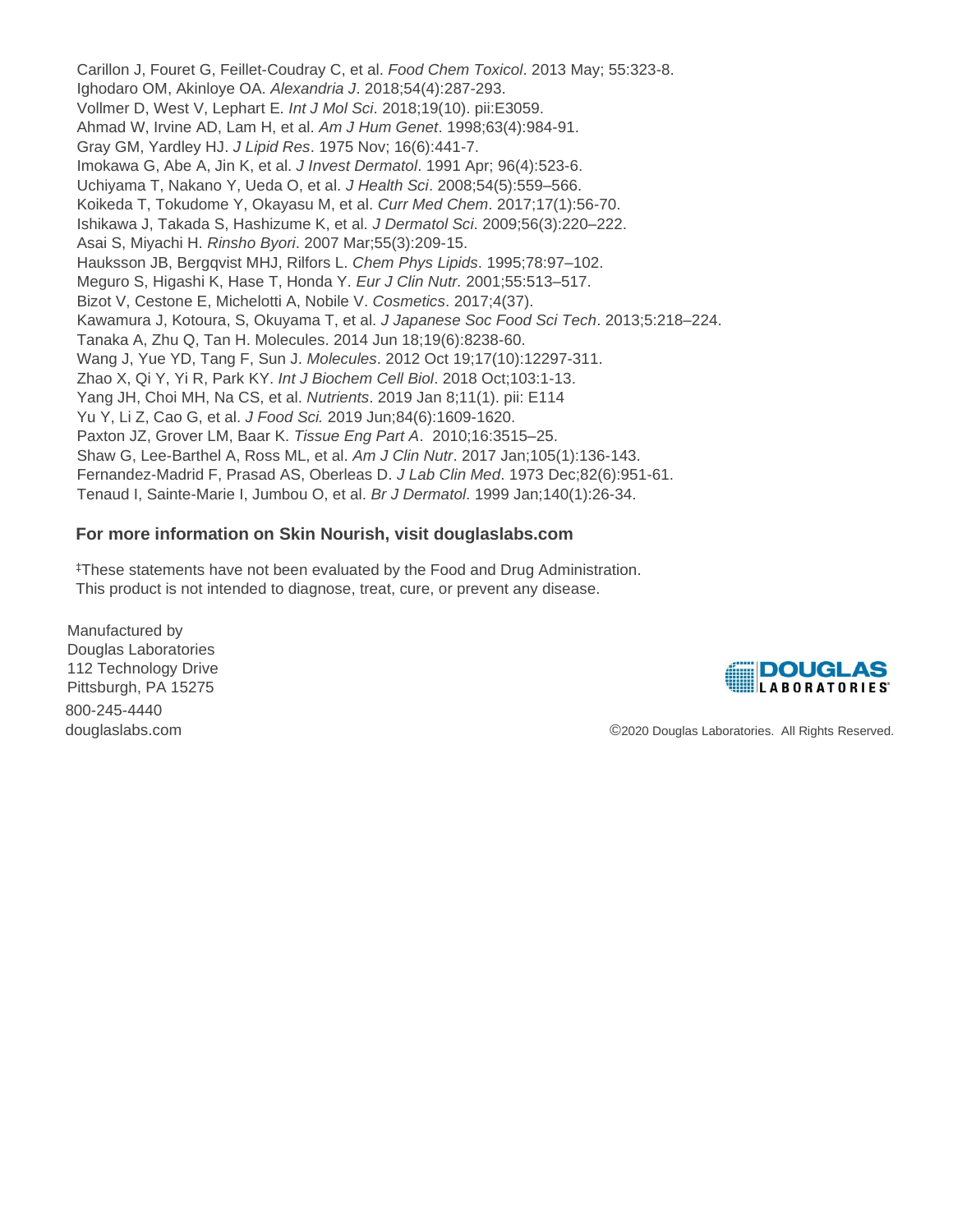Carillon J, Fouret G, Feillet-Coudray C, et al. *Food Chem Toxicol*. 2013 May; 55:323-8.
Ighodaro OM, Akinloye OA. *Alexandria J*. 2018;54(4):287-293.
Vollmer D, West V, Lephart E. *Int J Mol Sci*. 2018;19(10). pii:E3059.
Ahmad W, Irvine AD, Lam H, et al. *Am J Hum Genet*. 1998;63(4):984-91.
Gray GM, Yardley HJ. *J Lipid Res*. 1975 Nov; 16(6):441-7.
Imokawa G, Abe A, Jin K, et al. *J Invest Dermatol*. 1991 Apr; 96(4):523-6.
Uchiyama T, Nakano Y, Ueda O, et al. *J Health Sci*. 2008;54(5):559–566.
Koikeda T, Tokudome Y, Okayasu M, et al. *Curr Med Chem*. 2017;17(1):56-70.
Ishikawa J, Takada S, Hashizume K, et al. *J Dermatol Sci*. 2009;56(3):220–222.
Asai S, Miyachi H. *Rinsho Byori*. 2007 Mar;55(3):209-15.
Hauksson JB, Bergqvist MHJ, Rilfors L. *Chem Phys Lipids*. 1995;78:97–102.
Meguro S, Higashi K, Hase T, Honda Y. *Eur J Clin Nutr*. 2001;55:513–517.
Bizot V, Cestone E, Michelotti A, Nobile V. *Cosmetics*. 2017;4(37).
Kawamura J, Kotoura, S, Okuyama T, et al. *J Japanese Soc Food Sci Tech*. 2013;5:218–224.
Tanaka A, Zhu Q, Tan H. Molecules. 2014 Jun 18;19(6):8238-60.
Wang J, Yue YD, Tang F, Sun J. *Molecules*. 2012 Oct 19;17(10):12297-311.
Zhao X, Qi Y, Yi R, Park KY. *Int J Biochem Cell Biol*. 2018 Oct;103:1-13.
Yang JH, Choi MH, Na CS, et al. *Nutrients*. 2019 Jan 8;11(1). pii: E114
Yu Y, Li Z, Cao G, et al. *J Food Sci.* 2019 Jun;84(6):1609-1620.
Paxton JZ, Grover LM, Baar K. *Tissue Eng Part A*. 2010;16:3515–25.
Shaw G, Lee-Barthel A, Ross ML, et al. *Am J Clin Nutr*. 2017 Jan;105(1):136-143.
Fernandez-Madrid F, Prasad AS, Oberleas D. *J Lab Clin Med*. 1973 Dec;82(6):951-61.
Tenaud I, Sainte-Marie I, Jumbou O, et al. *Br J Dermatol*. 1999 Jan;140(1):26-34.

**For more information on Skin Nourish, visit douglaslabs.com**

‡These statements have not been evaluated by the Food and Drug Administration.
This product is not intended to diagnose, treat, cure, or prevent any disease.

Manufactured by
Douglas Laboratories
112 Technology Drive
Pittsburgh, PA 15275
800-245-4440
douglaslabs.com

DOUGLAS LABORATORIES®

©2020 Douglas Laboratories. All Rights Reserved.